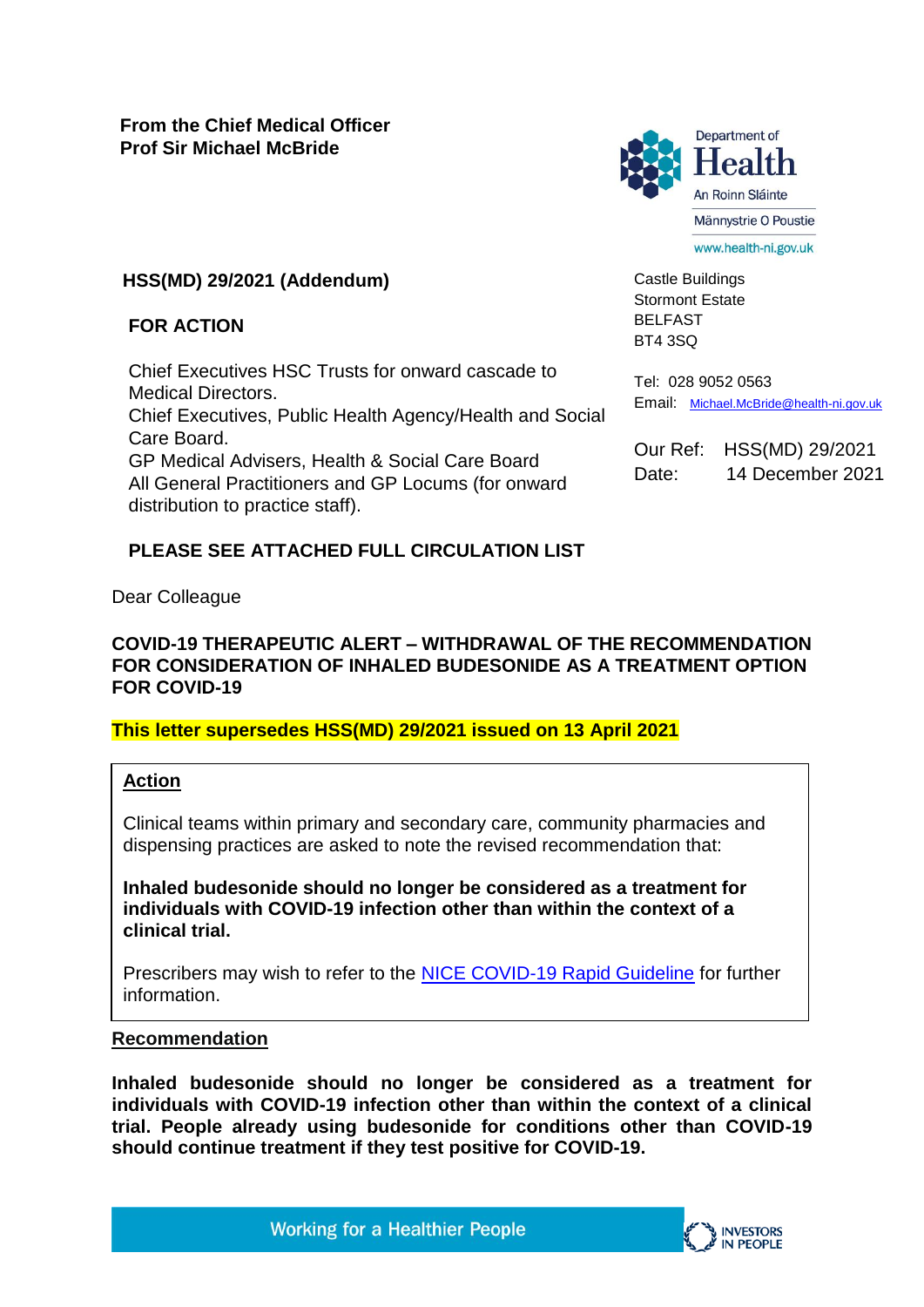**From the Chief Medical Officer**
**Prof Sir Michael McBride**

Department of Health
An Roinn Sláinte
Männystrie O Poustie
www.health-ni.gov.uk

**HSS(MD) 29/2021 (Addendum)**

**FOR ACTION**

Chief Executives HSC Trusts for onward cascade to Medical Directors.
Chief Executives, Public Health Agency/Health and Social Care Board.
GP Medical Advisers, Health & Social Care Board
All General Practitioners and GP Locums (for onward distribution to practice staff).

Castle Buildings
Stormont Estate
BELFAST
BT4 3SQ

Tel: 028 9052 0563
Email: [Michael.McBride@health-ni.gov.uk](mailto:Michael.McBride@health-ni.gov.uk)

Our Ref: HSS(MD) 29/2021
Date: 14 December 2021

**PLEASE SEE ATTACHED FULL CIRCULATION LIST**

Dear Colleague

**COVID-19 THERAPEUTIC ALERT – WITHDRAWAL OF THE RECOMMENDATION FOR CONSIDERATION OF INHALED BUDESONIDE AS A TREATMENT OPTION FOR COVID-19**

**This letter supersedes HSS(MD) 29/2021 issued on 13 April 2021**

**Action**

Clinical teams within primary and secondary care, community pharmacies and dispensing practices are asked to note the revised recommendation that:

**Inhaled budesonide should no longer be considered as a treatment for individuals with COVID-19 infection other than within the context of a clinical trial.**

Prescribers may wish to refer to the NICE COVID-19 Rapid Guideline for further information.

**Recommendation**

**Inhaled budesonide should no longer be considered as a treatment for individuals with COVID-19 infection other than within the context of a clinical trial. People already using budesonide for conditions other than COVID-19 should continue treatment if they test positive for COVID-19.**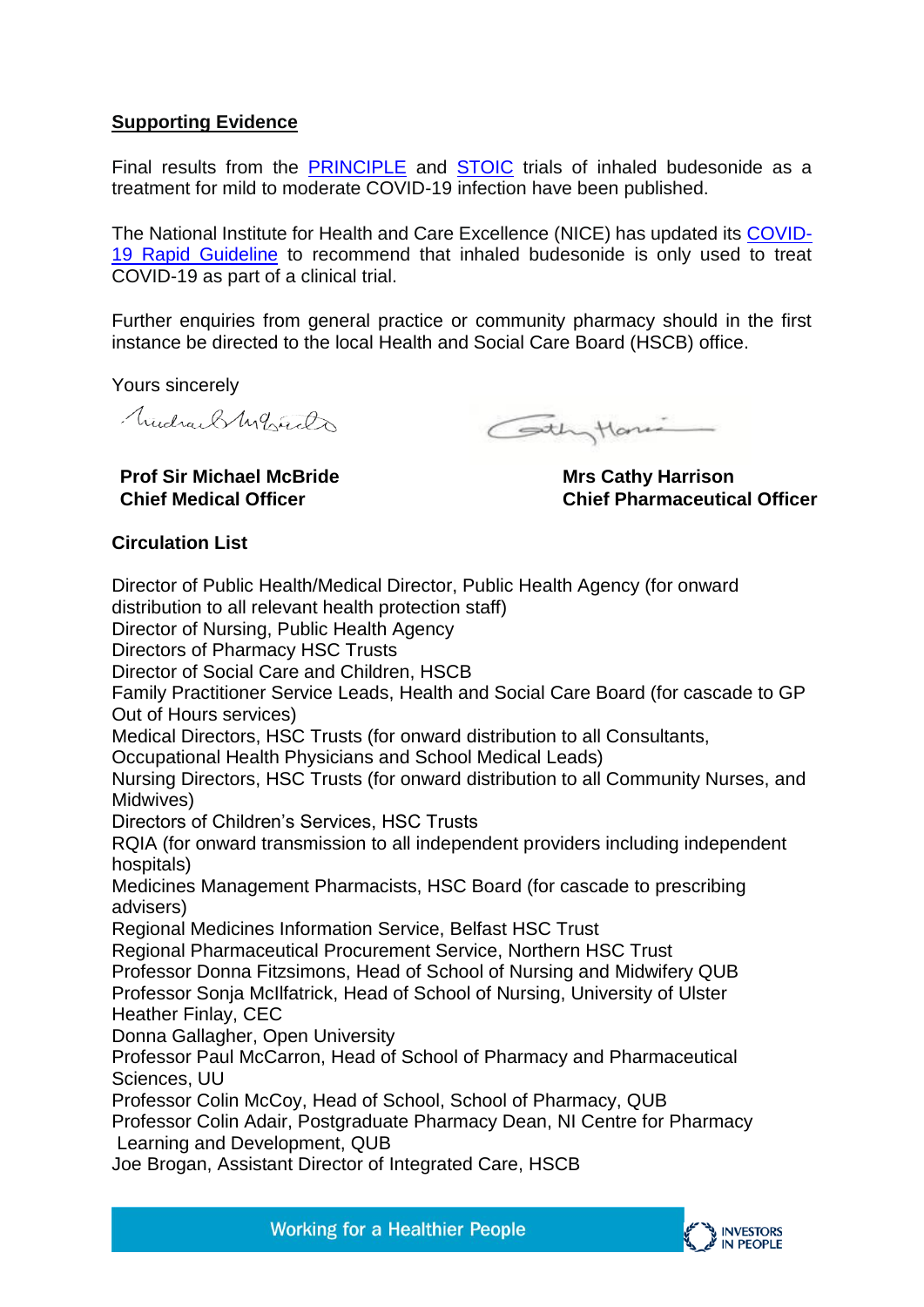## Supporting Evidence

Final results from the PRINCIPLE and STOIC trials of inhaled budesonide as a treatment for mild to moderate COVID-19 infection have been published.

The National Institute for Health and Care Excellence (NICE) has updated its COVID-19 Rapid Guideline to recommend that inhaled budesonide is only used to treat COVID-19 as part of a clinical trial.

Further enquiries from general practice or community pharmacy should in the first instance be directed to the local Health and Social Care Board (HSCB) office.

Yours sincerely

**Prof Sir Michael McBride**
**Chief Medical Officer**

**Mrs Cathy Harrison**
**Chief Pharmaceutical Officer**

**Circulation List**

Director of Public Health/Medical Director, Public Health Agency (for onward distribution to all relevant health protection staff)
Director of Nursing, Public Health Agency
Directors of Pharmacy HSC Trusts
Director of Social Care and Children, HSCB
Family Practitioner Service Leads, Health and Social Care Board (for cascade to GP Out of Hours services)
Medical Directors, HSC Trusts (for onward distribution to all Consultants, Occupational Health Physicians and School Medical Leads)
Nursing Directors, HSC Trusts (for onward distribution to all Community Nurses, and Midwives)
Directors of Children's Services, HSC Trusts
RQIA (for onward transmission to all independent providers including independent hospitals)
Medicines Management Pharmacists, HSC Board (for cascade to prescribing advisers)
Regional Medicines Information Service, Belfast HSC Trust
Regional Pharmaceutical Procurement Service, Northern HSC Trust
Professor Donna Fitzsimons, Head of School of Nursing and Midwifery QUB
Professor Sonja McIlfatrick, Head of School of Nursing, University of Ulster
Heather Finlay, CEC
Donna Gallagher, Open University
Professor Paul McCarron, Head of School of Pharmacy and Pharmaceutical Sciences, UU
Professor Colin McCoy, Head of School, School of Pharmacy, QUB
Professor Colin Adair, Postgraduate Pharmacy Dean, NI Centre for Pharmacy Learning and Development, QUB
Joe Brogan, Assistant Director of Integrated Care, HSCB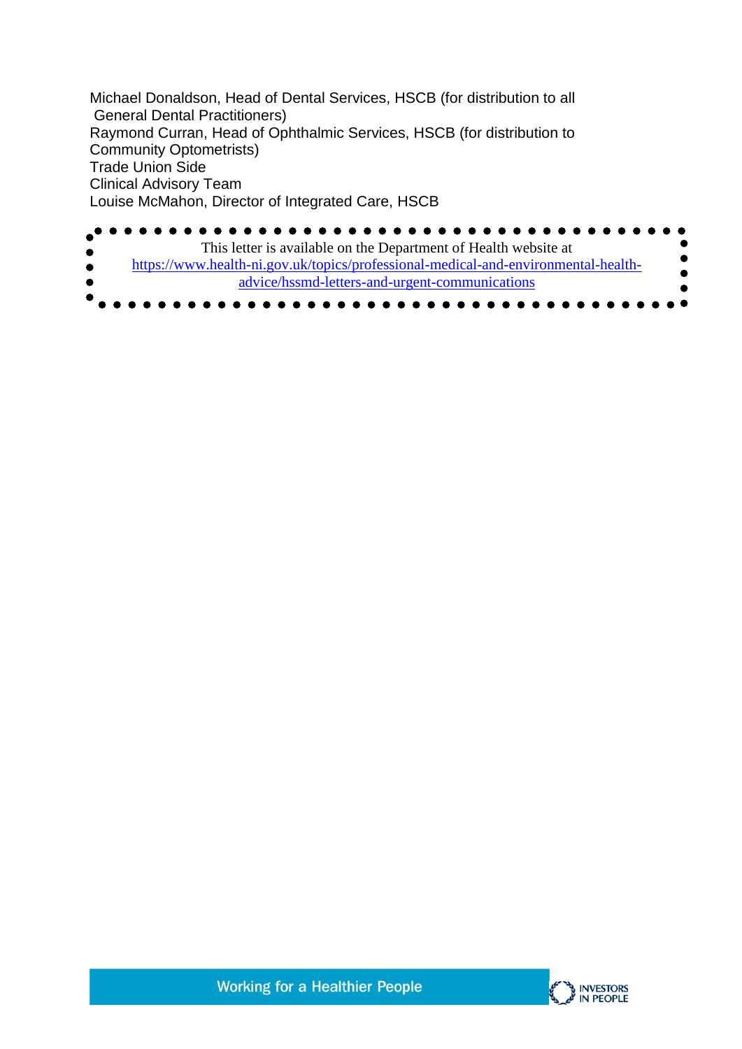Michael Donaldson, Head of Dental Services, HSCB (for distribution to all General Dental Practitioners)
Raymond Curran, Head of Ophthalmic Services, HSCB (for distribution to Community Optometrists)
Trade Union Side
Clinical Advisory Team
Louise McMahon, Director of Integrated Care, HSCB

This letter is available on the Department of Health website at
https://www.health-ni.gov.uk/topics/professional-medical-and-environmental-health-advice/hssmd-letters-and-urgent-communications

Working for a Healthier People

INVESTORS IN PEOPLE